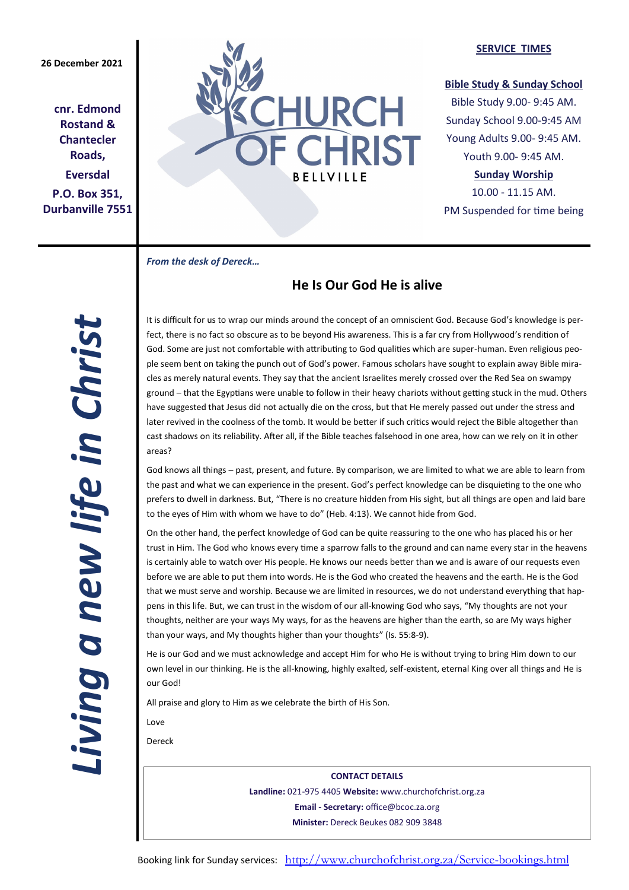**26 December 2021**

**cnr. Edmond Rostand & Chantecler Roads, Eversdal**
**P.O. Box 351, Durbanville 7551**

# CHURCH OF CHRIST
BELLVILLE

**SERVICE TIMES**

**Bible Study & Sunday School**
Bible Study 9.00- 9:45 AM.
Sunday School 9.00-9:45 AM
Young Adults 9.00- 9:45 AM.
Youth 9.00- 9:45 AM.

**Sunday Worship**
10.00 - 11.15 AM.
PM Suspended for time being

***Living a new life in Christ***

***From the desk of Dereck…***

## He Is Our God He is alive

It is difficult for us to wrap our minds around the concept of an omniscient God. Because God's knowledge is perfect, there is no fact so obscure as to be beyond His awareness. This is a far cry from Hollywood's rendition of God. Some are just not comfortable with attributing to God qualities which are super-human. Even religious people seem bent on taking the punch out of God's power. Famous scholars have sought to explain away Bible miracles as merely natural events. They say that the ancient Israelites merely crossed over the Red Sea on swampy ground – that the Egyptians were unable to follow in their heavy chariots without getting stuck in the mud. Others have suggested that Jesus did not actually die on the cross, but that He merely passed out under the stress and later revived in the coolness of the tomb. It would be better if such critics would reject the Bible altogether than cast shadows on its reliability. After all, if the Bible teaches falsehood in one area, how can we rely on it in other areas?

God knows all things – past, present, and future. By comparison, we are limited to what we are able to learn from the past and what we can experience in the present. God's perfect knowledge can be disquieting to the one who prefers to dwell in darkness. But, "There is no creature hidden from His sight, but all things are open and laid bare to the eyes of Him with whom we have to do" (Heb. 4:13). We cannot hide from God.

On the other hand, the perfect knowledge of God can be quite reassuring to the one who has placed his or her trust in Him. The God who knows every time a sparrow falls to the ground and can name every star in the heavens is certainly able to watch over His people. He knows our needs better than we and is aware of our requests even before we are able to put them into words. He is the God who created the heavens and the earth. He is the God that we must serve and worship. Because we are limited in resources, we do not understand everything that happens in this life. But, we can trust in the wisdom of our all-knowing God who says, "My thoughts are not your thoughts, neither are your ways My ways, for as the heavens are higher than the earth, so are My ways higher than your ways, and My thoughts higher than your thoughts" (Is. 55:8-9).

He is our God and we must acknowledge and accept Him for who He is without trying to bring Him down to our own level in our thinking. He is the all-knowing, highly exalted, self-existent, eternal King over all things and He is our God!

All praise and glory to Him as we celebrate the birth of His Son.

Love

Dereck

**CONTACT DETAILS**
**Landline:** 021-975 4405 **Website:** www.churchofchrist.org.za
**Email - Secretary:** office@bcoc.za.org
**Minister:** Dereck Beukes 082 909 3848

Booking link for Sunday services: http://www.churchofchrist.org.za/Service-bookings.html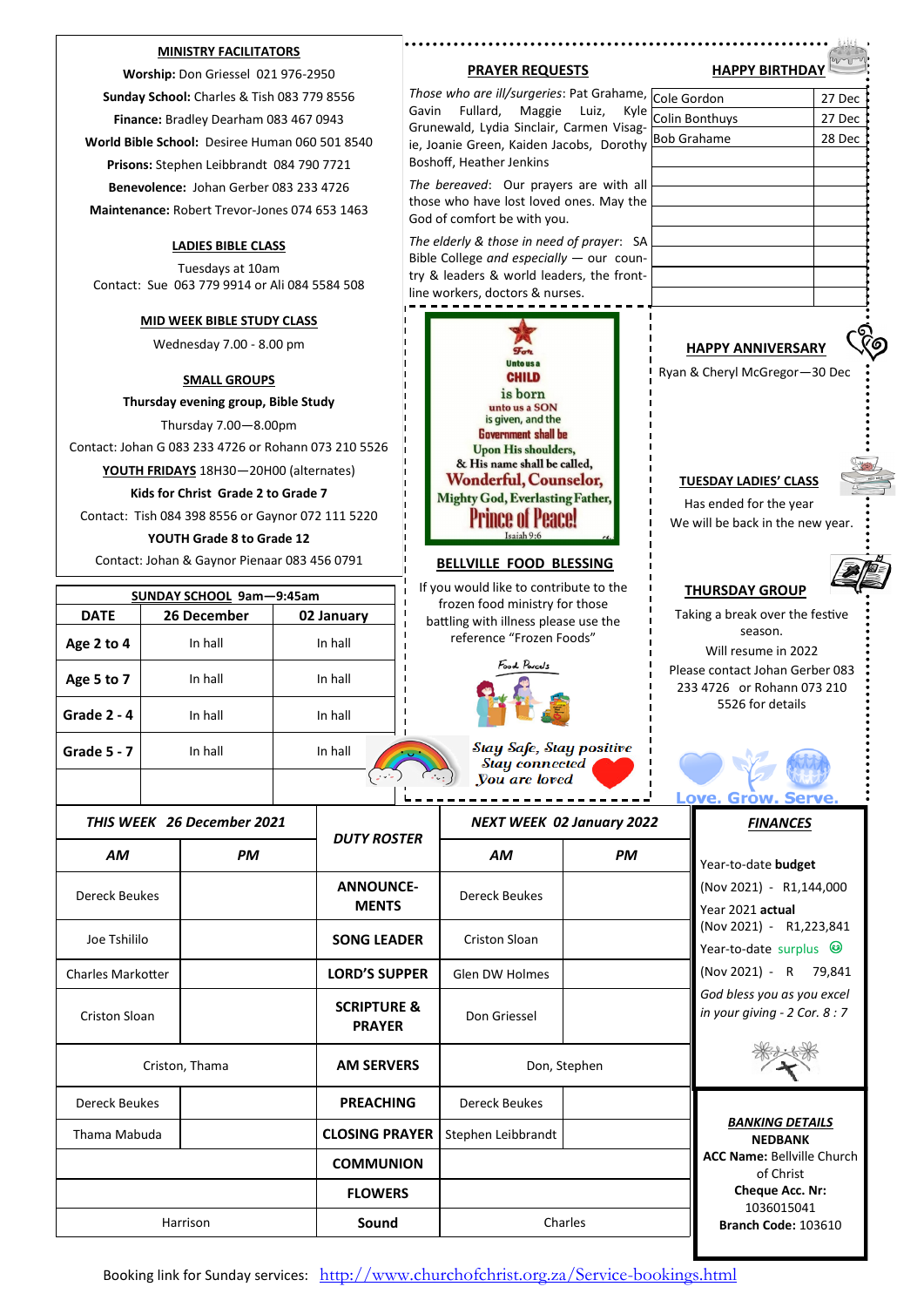## MINISTRY FACILITATORS

**Worship:** Don Griessel 021 976-2950

**Sunday School:** Charles & Tish 083 779 8556

**Finance:** Bradley Dearham 083 467 0943

**World Bible School:** Desiree Human 060 501 8540

**Prisons:** Stephen Leibbrandt 084 790 7721

**Benevolence:** Johan Gerber 083 233 4726

**Maintenance:** Robert Trevor-Jones 074 653 1463

## LADIES BIBLE CLASS

Tuesdays at 10am
Contact: Sue 063 779 9914 or Ali 084 5584 508

## MID WEEK BIBLE STUDY CLASS

Wednesday 7.00 - 8.00 pm

## SMALL GROUPS

**Thursday evening group, Bible Study**

Thursday 7.00—8.00pm

Contact: Johan G 083 233 4726 or Rohann 073 210 5526

**YOUTH FRIDAYS** 18H30—20H00 (alternates)

**Kids for Christ Grade 2 to Grade 7**

Contact: Tish 084 398 8556 or Gaynor 072 111 5220

**YOUTH Grade 8 to Grade 12**

Contact: Johan & Gaynor Pienaar 083 456 0791

**SUNDAY SCHOOL 9am—9:45am**

| DATE | 26 December | 02 January |
|---|---|---|
| Age 2 to 4 | In hall | In hall |
| Age 5 to 7 | In hall | In hall |
| Grade 2 - 4 | In hall | In hall |
| Grade 5 - 7 | In hall | In hall |
| | | |

## PRAYER REQUESTS

*Those who are ill/surgeries*: Pat Grahame, Gavin Fullard, Maggie Luiz, Kyle Grunewald, Lydia Sinclair, Carmen Visagie, Joanie Green, Kaiden Jacobs, Dorothy Boshoff, Heather Jenkins

*The bereaved*: Our prayers are with all those who have lost loved ones. May the God of comfort be with you.

*The elderly & those in need of prayer*: SA Bible College *and especially* — our country & leaders & world leaders, the front-line workers, doctors & nurses.

For unto us a CHILD is born unto us a SON is given, and the Government shall be Upon His shoulders, & His name shall be called, Wonderful, Counselor, Mighty God, Everlasting Father, Prince of Peace! Isaiah 9:6

## BELLVILLE FOOD BLESSING

If you would like to contribute to the frozen food ministry for those battling with illness please use the reference "Frozen Foods"

Food Parcels

Stay Safe, Stay positive
Stay connected
You are loved

## HAPPY BIRTHDAY

| | |
|---|---|
| Cole Gordon | 27 Dec |
| Colin Bonthuys | 27 Dec |
| Bob Grahame | 28 Dec |

## HAPPY ANNIVERSARY

Ryan & Cheryl McGregor—30 Dec

## TUESDAY LADIES' CLASS

Has ended for the year
We will be back in the new year.

## THURSDAY GROUP

Taking a break over the festive season.

Will resume in 2022

Please contact Johan Gerber 083 233 4726 or Rohann 073 210 5526 for details

Love. Grow. Serve.

| THIS WEEK 26 December 2021 AM | PM | DUTY ROSTER | NEXT WEEK 02 January 2022 AM | PM |
|---|---|---|---|---|
| Dereck Beukes | | ANNOUNCE-MENTS | Dereck Beukes | |
| Joe Tshililo | | SONG LEADER | Criston Sloan | |
| Charles Markotter | | LORD'S SUPPER | Glen DW Holmes | |
| Criston Sloan | | SCRIPTURE & PRAYER | Don Griessel | |
| Criston, Thama | | AM SERVERS | Don, Stephen | |
| Dereck Beukes | | PREACHING | Dereck Beukes | |
| Thama Mabuda | | CLOSING PRAYER | Stephen Leibbrandt | |
| | | COMMUNION | | |
| | | FLOWERS | | |
| Harrison | | Sound | Charles | |

## FINANCES

Year-to-date **budget**
(Nov 2021) - R1,144,000

Year 2021 **actual**
(Nov 2021) - R1,223,841

Year-to-date surplus ☺
(Nov 2021) - R 79,841

*God bless you as you excel in your giving - 2 Cor. 8 : 7*

***BANKING DETAILS***

**NEDBANK**

**ACC Name:** Bellville Church of Christ

**Cheque Acc. Nr:** 1036015041

**Branch Code:** 103610

Booking link for Sunday services: http://www.churchofchrist.org.za/Service-bookings.html